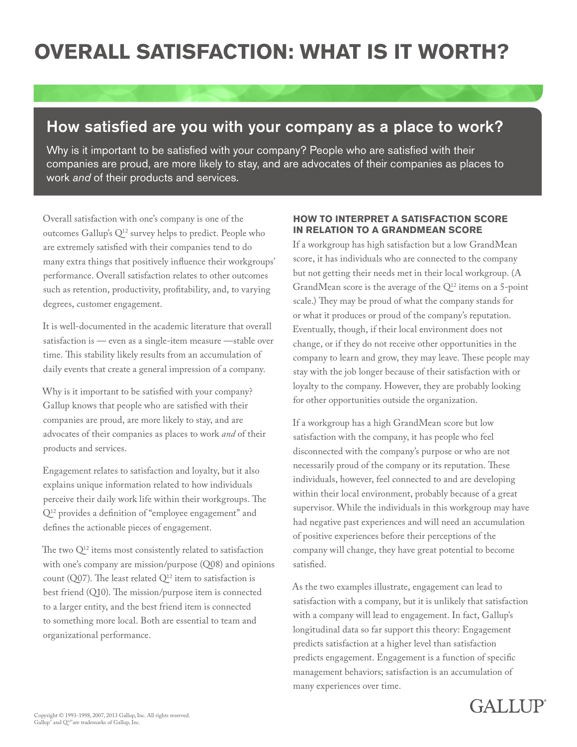# OVERALL SATISFACTION: WHAT IS IT WORTH?

## How satisfied are you with your company as a place to work?

Why is it important to be satisfied with your company? People who are satisfied with their companies are proud, are more likely to stay, and are advocates of their companies as places to work *and* of their products and services.

Overall satisfaction with one's company is one of the outcomes Gallup's $Q^{12}$ survey helps to predict. People who are extremely satisfied with their companies tend to do many extra things that positively influence their workgroups' performance. Overall satisfaction relates to other outcomes such as retention, productivity, profitability, and, to varying degrees, customer engagement.

It is well-documented in the academic literature that overall satisfaction is — even as a single-item measure —stable over time. This stability likely results from an accumulation of daily events that create a general impression of a company.

Why is it important to be satisfied with your company? Gallup knows that people who are satisfied with their companies are proud, are more likely to stay, and are advocates of their companies as places to work *and* of their products and services.

Engagement relates to satisfaction and loyalty, but it also explains unique information related to how individuals perceive their daily work life within their workgroups. The $Q^{12}$ provides a definition of "employee engagement" and defines the actionable pieces of engagement.

The two $Q^{12}$ items most consistently related to satisfaction with one's company are mission/purpose (Q08) and opinions count (Q07). The least related $Q^{12}$ item to satisfaction is best friend (Q10). The mission/purpose item is connected to a larger entity, and the best friend item is connected to something more local. Both are essential to team and organizational performance.

### HOW TO INTERPRET A SATISFACTION SCORE IN RELATION TO A GRANDMEAN SCORE

If a workgroup has high satisfaction but a low GrandMean score, it has individuals who are connected to the company but not getting their needs met in their local workgroup. (A GrandMean score is the average of the $Q^{12}$ items on a 5-point scale.) They may be proud of what the company stands for or what it produces or proud of the company's reputation. Eventually, though, if their local environment does not change, or if they do not receive other opportunities in the company to learn and grow, they may leave. These people may stay with the job longer because of their satisfaction with or loyalty to the company. However, they are probably looking for other opportunities outside the organization.

If a workgroup has a high GrandMean score but low satisfaction with the company, it has people who feel disconnected with the company's purpose or who are not necessarily proud of the company or its reputation. These individuals, however, feel connected to and are developing within their local environment, probably because of a great supervisor. While the individuals in this workgroup may have had negative past experiences and will need an accumulation of positive experiences before their perceptions of the company will change, they have great potential to become satisfied.

As the two examples illustrate, engagement can lead to satisfaction with a company, but it is unlikely that satisfaction with a company will lead to engagement. In fact, Gallup's longitudinal data so far support this theory: Engagement predicts satisfaction at a higher level than satisfaction predicts engagement. Engagement is a function of specific management behaviors; satisfaction is an accumulation of many experiences over time.

Copyright © 1993-1998, 2007, 2013 Gallup, Inc. All rights reserved.
Gallup® and Q12® are trademarks of Gallup, Inc.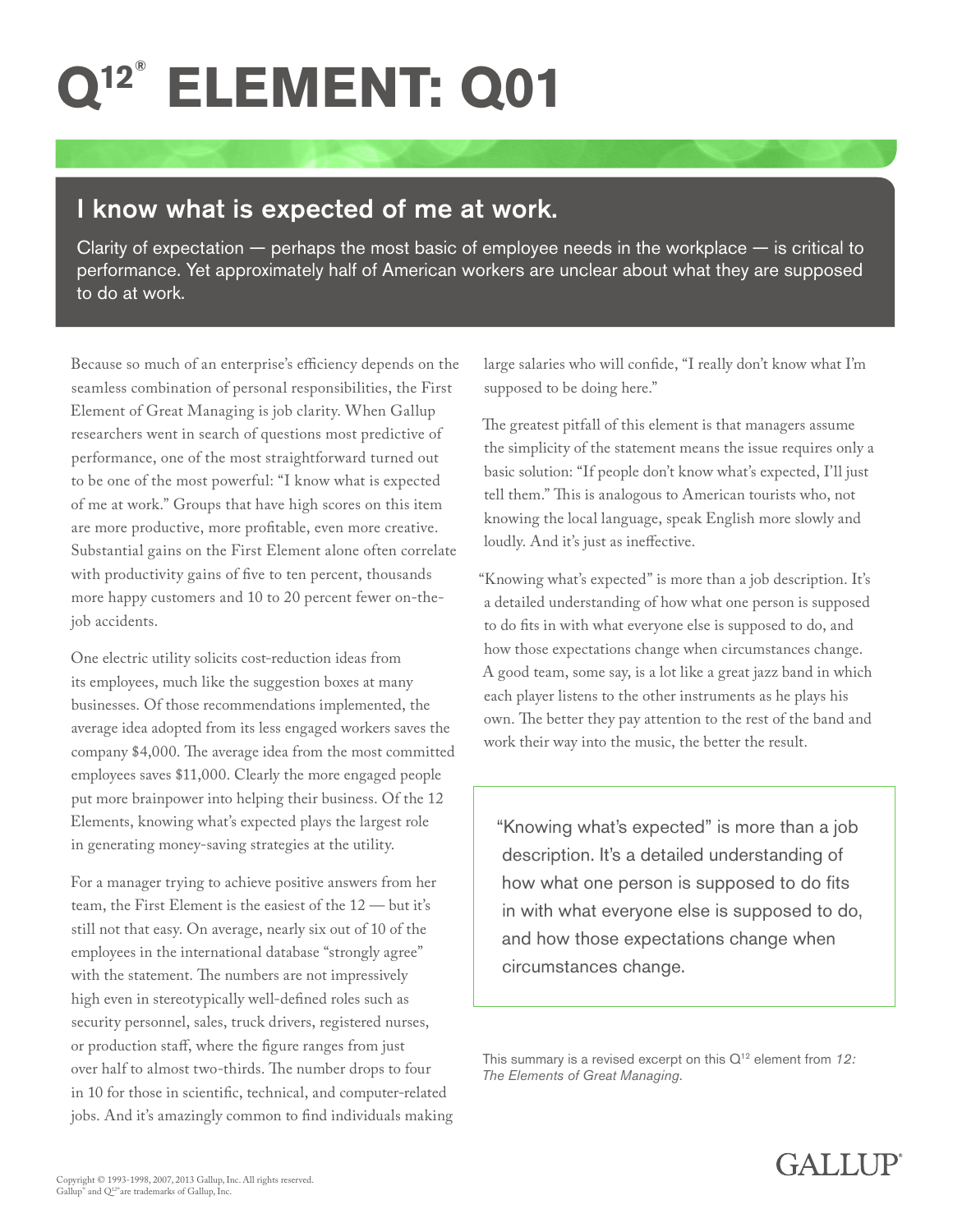# Q12® ELEMENT: Q01

## I know what is expected of me at work.

Clarity of expectation — perhaps the most basic of employee needs in the workplace — is critical to performance. Yet approximately half of American workers are unclear about what they are supposed to do at work.

Because so much of an enterprise's efficiency depends on the seamless combination of personal responsibilities, the First Element of Great Managing is job clarity. When Gallup researchers went in search of questions most predictive of performance, one of the most straightforward turned out to be one of the most powerful: "I know what is expected of me at work." Groups that have high scores on this item are more productive, more profitable, even more creative. Substantial gains on the First Element alone often correlate with productivity gains of five to ten percent, thousands more happy customers and 10 to 20 percent fewer on-the-job accidents.

One electric utility solicits cost-reduction ideas from its employees, much like the suggestion boxes at many businesses. Of those recommendations implemented, the average idea adopted from its less engaged workers saves the company $4,000. The average idea from the most committed employees saves $11,000. Clearly the more engaged people put more brainpower into helping their business. Of the 12 Elements, knowing what's expected plays the largest role in generating money-saving strategies at the utility.

For a manager trying to achieve positive answers from her team, the First Element is the easiest of the 12 — but it's still not that easy. On average, nearly six out of 10 of the employees in the international database "strongly agree" with the statement. The numbers are not impressively high even in stereotypically well-defined roles such as security personnel, sales, truck drivers, registered nurses, or production staff, where the figure ranges from just over half to almost two-thirds. The number drops to four in 10 for those in scientific, technical, and computer-related jobs. And it's amazingly common to find individuals making large salaries who will confide, "I really don't know what I'm supposed to be doing here."

The greatest pitfall of this element is that managers assume the simplicity of the statement means the issue requires only a basic solution: "If people don't know what's expected, I'll just tell them." This is analogous to American tourists who, not knowing the local language, speak English more slowly and loudly. And it's just as ineffective.

"Knowing what's expected" is more than a job description. It's a detailed understanding of how what one person is supposed to do fits in with what everyone else is supposed to do, and how those expectations change when circumstances change. A good team, some say, is a lot like a great jazz band in which each player listens to the other instruments as he plays his own. The better they pay attention to the rest of the band and work their way into the music, the better the result.

> "Knowing what's expected" is more than a job description. It's a detailed understanding of how what one person is supposed to do fits in with what everyone else is supposed to do, and how those expectations change when circumstances change.

This summary is a revised excerpt on this Q12 element from *12: The Elements of Great Managing.*

Copyright © 1993-1998, 2007, 2013 Gallup, Inc. All rights reserved.
Gallup® and Q12® are trademarks of Gallup, Inc.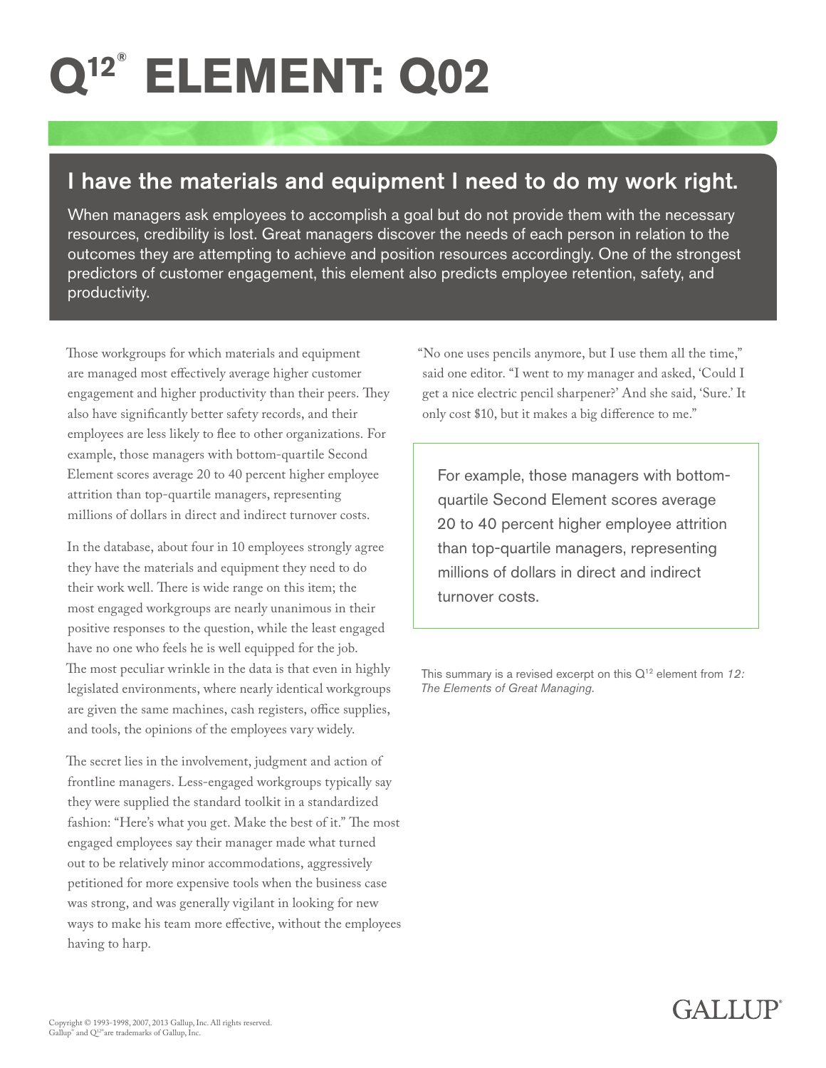# Q[12]® ELEMENT: Q02

## I have the materials and equipment I need to do my work right.

When managers ask employees to accomplish a goal but do not provide them with the necessary resources, credibility is lost. Great managers discover the needs of each person in relation to the outcomes they are attempting to achieve and position resources accordingly. One of the strongest predictors of customer engagement, this element also predicts employee retention, safety, and productivity.

Those workgroups for which materials and equipment are managed most effectively average higher customer engagement and higher productivity than their peers. They also have significantly better safety records, and their employees are less likely to flee to other organizations. For example, those managers with bottom-quartile Second Element scores average 20 to 40 percent higher employee attrition than top-quartile managers, representing millions of dollars in direct and indirect turnover costs.

In the database, about four in 10 employees strongly agree they have the materials and equipment they need to do their work well. There is wide range on this item; the most engaged workgroups are nearly unanimous in their positive responses to the question, while the least engaged have no one who feels he is well equipped for the job. The most peculiar wrinkle in the data is that even in highly legislated environments, where nearly identical workgroups are given the same machines, cash registers, office supplies, and tools, the opinions of the employees vary widely.

The secret lies in the involvement, judgment and action of frontline managers. Less-engaged workgroups typically say they were supplied the standard toolkit in a standardized fashion: "Here's what you get. Make the best of it." The most engaged employees say their manager made what turned out to be relatively minor accommodations, aggressively petitioned for more expensive tools when the business case was strong, and was generally vigilant in looking for new ways to make his team more effective, without the employees having to harp.

"No one uses pencils anymore, but I use them all the time," said one editor. "I went to my manager and asked, 'Could I get a nice electric pencil sharpener?' And she said, 'Sure.' It only cost $10, but it makes a big difference to me."

> For example, those managers with bottom-quartile Second Element scores average 20 to 40 percent higher employee attrition than top-quartile managers, representing millions of dollars in direct and indirect turnover costs.

This summary is a revised excerpt on this Q[12] element from *12: The Elements of Great Managing.*

Copyright © 1993-1998, 2007, 2013 Gallup, Inc. All rights reserved.
Gallup® and Q[12]® are trademarks of Gallup, Inc.

GALLUP®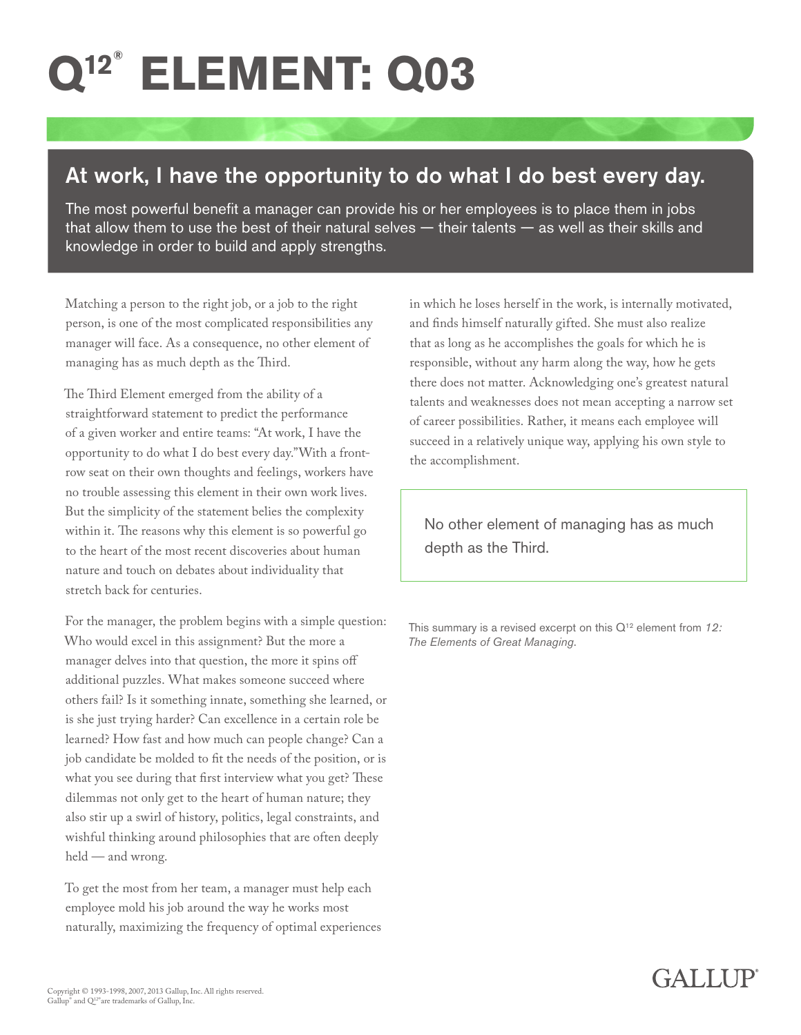# Q[12]® ELEMENT: Q03

## At work, I have the opportunity to do what I do best every day.

The most powerful benefit a manager can provide his or her employees is to place them in jobs that allow them to use the best of their natural selves — their talents — as well as their skills and knowledge in order to build and apply strengths.

Matching a person to the right job, or a job to the right person, is one of the most complicated responsibilities any manager will face. As a consequence, no other element of managing has as much depth as the Third.

The Third Element emerged from the ability of a straightforward statement to predict the performance of a given worker and entire teams: "At work, I have the opportunity to do what I do best every day."With a front-row seat on their own thoughts and feelings, workers have no trouble assessing this element in their own work lives. But the simplicity of the statement belies the complexity within it. The reasons why this element is so powerful go to the heart of the most recent discoveries about human nature and touch on debates about individuality that stretch back for centuries.

For the manager, the problem begins with a simple question: Who would excel in this assignment? But the more a manager delves into that question, the more it spins off additional puzzles. What makes someone succeed where others fail? Is it something innate, something she learned, or is she just trying harder? Can excellence in a certain role be learned? How fast and how much can people change? Can a job candidate be molded to fit the needs of the position, or is what you see during that first interview what you get? These dilemmas not only get to the heart of human nature; they also stir up a swirl of history, politics, legal constraints, and wishful thinking around philosophies that are often deeply held — and wrong.

To get the most from her team, a manager must help each employee mold his job around the way he works most naturally, maximizing the frequency of optimal experiences in which he loses herself in the work, is internally motivated, and finds himself naturally gifted. She must also realize that as long as he accomplishes the goals for which he is responsible, without any harm along the way, how he gets there does not matter. Acknowledging one's greatest natural talents and weaknesses does not mean accepting a narrow set of career possibilities. Rather, it means each employee will succeed in a relatively unique way, applying his own style to the accomplishment.

> No other element of managing has as much depth as the Third.

This summary is a revised excerpt on this Q[12] element from *12: The Elements of Great Managing.*

Copyright © 1993-1998, 2007, 2013 Gallup, Inc. All rights reserved.
Gallup® and Q[12]® are trademarks of Gallup, Inc.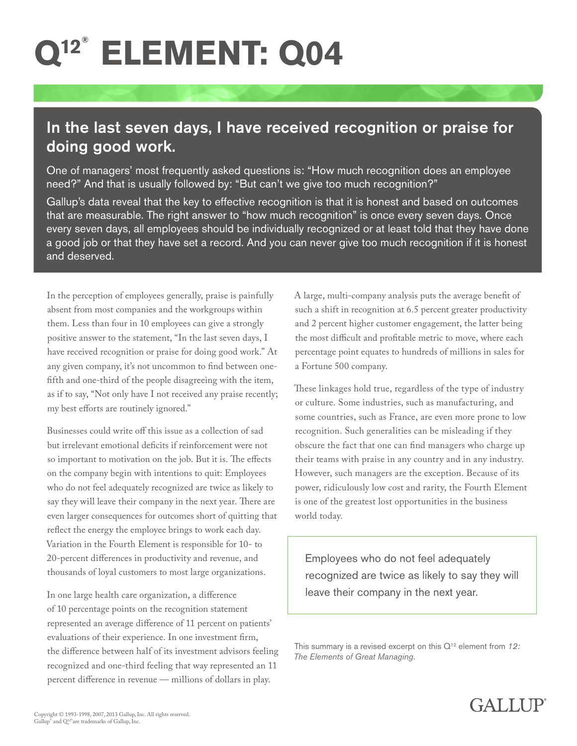# Q12® ELEMENT: Q04

## In the last seven days, I have received recognition or praise for doing good work.

One of managers' most frequently asked questions is: "How much recognition does an employee need?" And that is usually followed by: "But can't we give too much recognition?"

Gallup's data reveal that the key to effective recognition is that it is honest and based on outcomes that are measurable. The right answer to "how much recognition" is once every seven days. Once every seven days, all employees should be individually recognized or at least told that they have done a good job or that they have set a record. And you can never give too much recognition if it is honest and deserved.

In the perception of employees generally, praise is painfully absent from most companies and the workgroups within them. Less than four in 10 employees can give a strongly positive answer to the statement, "In the last seven days, I have received recognition or praise for doing good work." At any given company, it's not uncommon to find between one-fifth and one-third of the people disagreeing with the item, as if to say, "Not only have I not received any praise recently; my best efforts are routinely ignored."

Businesses could write off this issue as a collection of sad but irrelevant emotional deficits if reinforcement were not so important to motivation on the job. But it is. The effects on the company begin with intentions to quit: Employees who do not feel adequately recognized are twice as likely to say they will leave their company in the next year. There are even larger consequences for outcomes short of quitting that reflect the energy the employee brings to work each day. Variation in the Fourth Element is responsible for 10- to 20-percent differences in productivity and revenue, and thousands of loyal customers to most large organizations.

In one large health care organization, a difference of 10 percentage points on the recognition statement represented an average difference of 11 percent on patients' evaluations of their experience. In one investment firm, the difference between half of its investment advisors feeling recognized and one-third feeling that way represented an 11 percent difference in revenue — millions of dollars in play.

A large, multi-company analysis puts the average benefit of such a shift in recognition at 6.5 percent greater productivity and 2 percent higher customer engagement, the latter being the most difficult and profitable metric to move, where each percentage point equates to hundreds of millions in sales for a Fortune 500 company.

These linkages hold true, regardless of the type of industry or culture. Some industries, such as manufacturing, and some countries, such as France, are even more prone to low recognition. Such generalities can be misleading if they obscure the fact that one can find managers who charge up their teams with praise in any country and in any industry. However, such managers are the exception. Because of its power, ridiculously low cost and rarity, the Fourth Element is one of the greatest lost opportunities in the business world today.

> Employees who do not feel adequately recognized are twice as likely to say they will leave their company in the next year.

This summary is a revised excerpt on this Q12 element from *12: The Elements of Great Managing*.

Copyright © 1993-1998, 2007, 2013 Gallup, Inc. All rights reserved.
Gallup® and Q12® are trademarks of Gallup, Inc.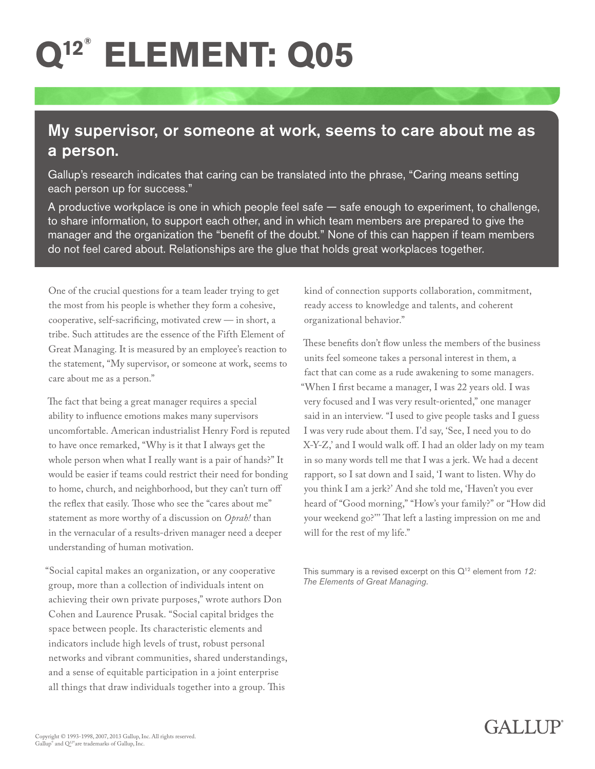# Q12® ELEMENT: Q05

## My supervisor, or someone at work, seems to care about me as a person.

Gallup's research indicates that caring can be translated into the phrase, "Caring means setting each person up for success."

A productive workplace is one in which people feel safe — safe enough to experiment, to challenge, to share information, to support each other, and in which team members are prepared to give the manager and the organization the "benefit of the doubt." None of this can happen if team members do not feel cared about. Relationships are the glue that holds great workplaces together.

One of the crucial questions for a team leader trying to get the most from his people is whether they form a cohesive, cooperative, self-sacrificing, motivated crew — in short, a tribe. Such attitudes are the essence of the Fifth Element of Great Managing. It is measured by an employee's reaction to the statement, "My supervisor, or someone at work, seems to care about me as a person."

The fact that being a great manager requires a special ability to influence emotions makes many supervisors uncomfortable. American industrialist Henry Ford is reputed to have once remarked, "Why is it that I always get the whole person when what I really want is a pair of hands?" It would be easier if teams could restrict their need for bonding to home, church, and neighborhood, but they can't turn off the reflex that easily. Those who see the "cares about me" statement as more worthy of a discussion on *Oprah!* than in the vernacular of a results-driven manager need a deeper understanding of human motivation.

"Social capital makes an organization, or any cooperative group, more than a collection of individuals intent on achieving their own private purposes," wrote authors Don Cohen and Laurence Prusak. "Social capital bridges the space between people. Its characteristic elements and indicators include high levels of trust, robust personal networks and vibrant communities, shared understandings, and a sense of equitable participation in a joint enterprise all things that draw individuals together into a group. This kind of connection supports collaboration, commitment, ready access to knowledge and talents, and coherent organizational behavior."

These benefits don't flow unless the members of the business units feel someone takes a personal interest in them, a fact that can come as a rude awakening to some managers. "When I first became a manager, I was 22 years old. I was very focused and I was very result-oriented," one manager said in an interview. "I used to give people tasks and I guess I was very rude about them. I'd say, 'See, I need you to do X-Y-Z,' and I would walk off. I had an older lady on my team in so many words tell me that I was a jerk. We had a decent rapport, so I sat down and I said, 'I want to listen. Why do you think I am a jerk?' And she told me, 'Haven't you ever heard of "Good morning," "How's your family?" or "How did your weekend go?"' That left a lasting impression on me and will for the rest of my life."

This summary is a revised excerpt on this Q12 element from *12: The Elements of Great Managing.*

Copyright © 1993-1998, 2007, 2013 Gallup, Inc. All rights reserved.
Gallup® and Q12® are trademarks of Gallup, Inc.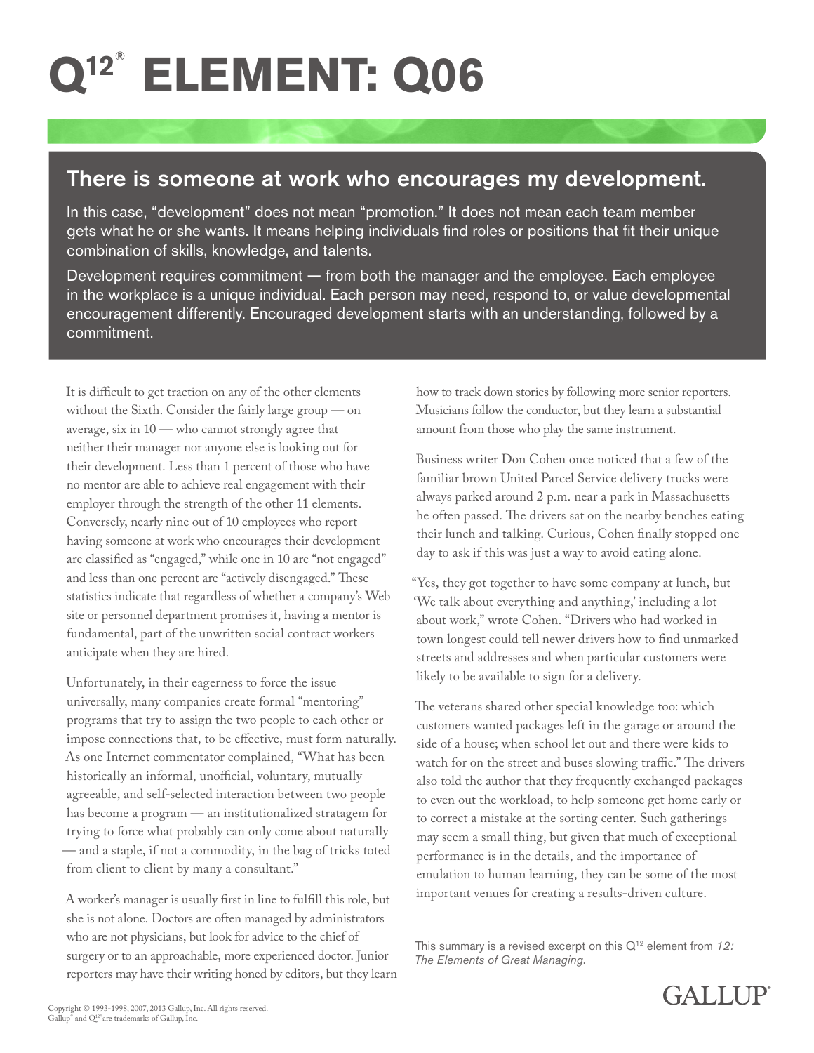# Q12® ELEMENT: Q06

## There is someone at work who encourages my development.

In this case, "development" does not mean "promotion." It does not mean each team member gets what he or she wants. It means helping individuals find roles or positions that fit their unique combination of skills, knowledge, and talents.

Development requires commitment — from both the manager and the employee. Each employee in the workplace is a unique individual. Each person may need, respond to, or value developmental encouragement differently. Encouraged development starts with an understanding, followed by a commitment.

It is difficult to get traction on any of the other elements without the Sixth. Consider the fairly large group — on average, six in 10 — who cannot strongly agree that neither their manager nor anyone else is looking out for their development. Less than 1 percent of those who have no mentor are able to achieve real engagement with their employer through the strength of the other 11 elements. Conversely, nearly nine out of 10 employees who report having someone at work who encourages their development are classified as "engaged," while one in 10 are "not engaged" and less than one percent are "actively disengaged." These statistics indicate that regardless of whether a company's Web site or personnel department promises it, having a mentor is fundamental, part of the unwritten social contract workers anticipate when they are hired.

Unfortunately, in their eagerness to force the issue universally, many companies create formal "mentoring" programs that try to assign the two people to each other or impose connections that, to be effective, must form naturally. As one Internet commentator complained, "What has been historically an informal, unofficial, voluntary, mutually agreeable, and self-selected interaction between two people has become a program — an institutionalized stratagem for trying to force what probably can only come about naturally — and a staple, if not a commodity, in the bag of tricks toted from client to client by many a consultant."

A worker's manager is usually first in line to fulfill this role, but she is not alone. Doctors are often managed by administrators who are not physicians, but look for advice to the chief of surgery or to an approachable, more experienced doctor. Junior reporters may have their writing honed by editors, but they learn how to track down stories by following more senior reporters. Musicians follow the conductor, but they learn a substantial amount from those who play the same instrument.

Business writer Don Cohen once noticed that a few of the familiar brown United Parcel Service delivery trucks were always parked around 2 p.m. near a park in Massachusetts he often passed. The drivers sat on the nearby benches eating their lunch and talking. Curious, Cohen finally stopped one day to ask if this was just a way to avoid eating alone.

"Yes, they got together to have some company at lunch, but 'We talk about everything and anything,' including a lot about work," wrote Cohen. "Drivers who had worked in town longest could tell newer drivers how to find unmarked streets and addresses and when particular customers were likely to be available to sign for a delivery.

The veterans shared other special knowledge too: which customers wanted packages left in the garage or around the side of a house; when school let out and there were kids to watch for on the street and buses slowing traffic." The drivers also told the author that they frequently exchanged packages to even out the workload, to help someone get home early or to correct a mistake at the sorting center. Such gatherings may seem a small thing, but given that much of exceptional performance is in the details, and the importance of emulation to human learning, they can be some of the most important venues for creating a results-driven culture.

This summary is a revised excerpt on this Q12 element from *12: The Elements of Great Managing*.

Copyright © 1993-1998, 2007, 2013 Gallup, Inc. All rights reserved.
Gallup® and Q12® are trademarks of Gallup, Inc.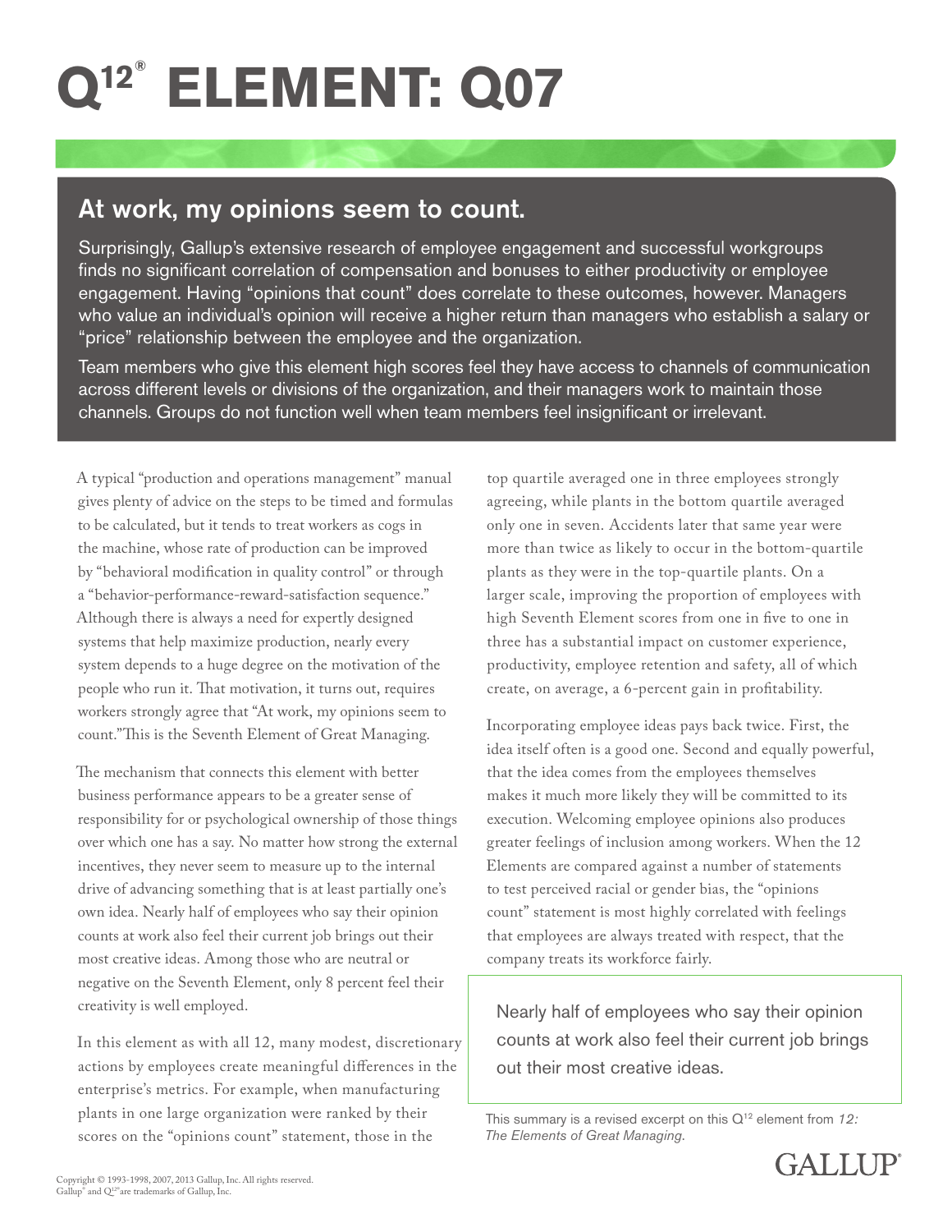# Q[12]® ELEMENT: Q07

## At work, my opinions seem to count.

Surprisingly, Gallup's extensive research of employee engagement and successful workgroups finds no significant correlation of compensation and bonuses to either productivity or employee engagement. Having "opinions that count" does correlate to these outcomes, however. Managers who value an individual's opinion will receive a higher return than managers who establish a salary or "price" relationship between the employee and the organization.

Team members who give this element high scores feel they have access to channels of communication across different levels or divisions of the organization, and their managers work to maintain those channels. Groups do not function well when team members feel insignificant or irrelevant.

A typical "production and operations management" manual gives plenty of advice on the steps to be timed and formulas to be calculated, but it tends to treat workers as cogs in the machine, whose rate of production can be improved by "behavioral modification in quality control" or through a "behavior-performance-reward-satisfaction sequence." Although there is always a need for expertly designed systems that help maximize production, nearly every system depends to a huge degree on the motivation of the people who run it. That motivation, it turns out, requires workers strongly agree that "At work, my opinions seem to count."This is the Seventh Element of Great Managing.

The mechanism that connects this element with better business performance appears to be a greater sense of responsibility for or psychological ownership of those things over which one has a say. No matter how strong the external incentives, they never seem to measure up to the internal drive of advancing something that is at least partially one's own idea. Nearly half of employees who say their opinion counts at work also feel their current job brings out their most creative ideas. Among those who are neutral or negative on the Seventh Element, only 8 percent feel their creativity is well employed.

In this element as with all 12, many modest, discretionary actions by employees create meaningful differences in the enterprise's metrics. For example, when manufacturing plants in one large organization were ranked by their scores on the "opinions count" statement, those in the top quartile averaged one in three employees strongly agreeing, while plants in the bottom quartile averaged only one in seven. Accidents later that same year were more than twice as likely to occur in the bottom-quartile plants as they were in the top-quartile plants. On a larger scale, improving the proportion of employees with high Seventh Element scores from one in five to one in three has a substantial impact on customer experience, productivity, employee retention and safety, all of which create, on average, a 6-percent gain in profitability.

Incorporating employee ideas pays back twice. First, the idea itself often is a good one. Second and equally powerful, that the idea comes from the employees themselves makes it much more likely they will be committed to its execution. Welcoming employee opinions also produces greater feelings of inclusion among workers. When the 12 Elements are compared against a number of statements to test perceived racial or gender bias, the "opinions count" statement is most highly correlated with feelings that employees are always treated with respect, that the company treats its workforce fairly.

> Nearly half of employees who say their opinion counts at work also feel their current job brings out their most creative ideas.

This summary is a revised excerpt on this Q[12] element from *12: The Elements of Great Managing*.

Copyright © 1993-1998, 2007, 2013 Gallup, Inc. All rights reserved.
Gallup® and Q[12]® are trademarks of Gallup, Inc.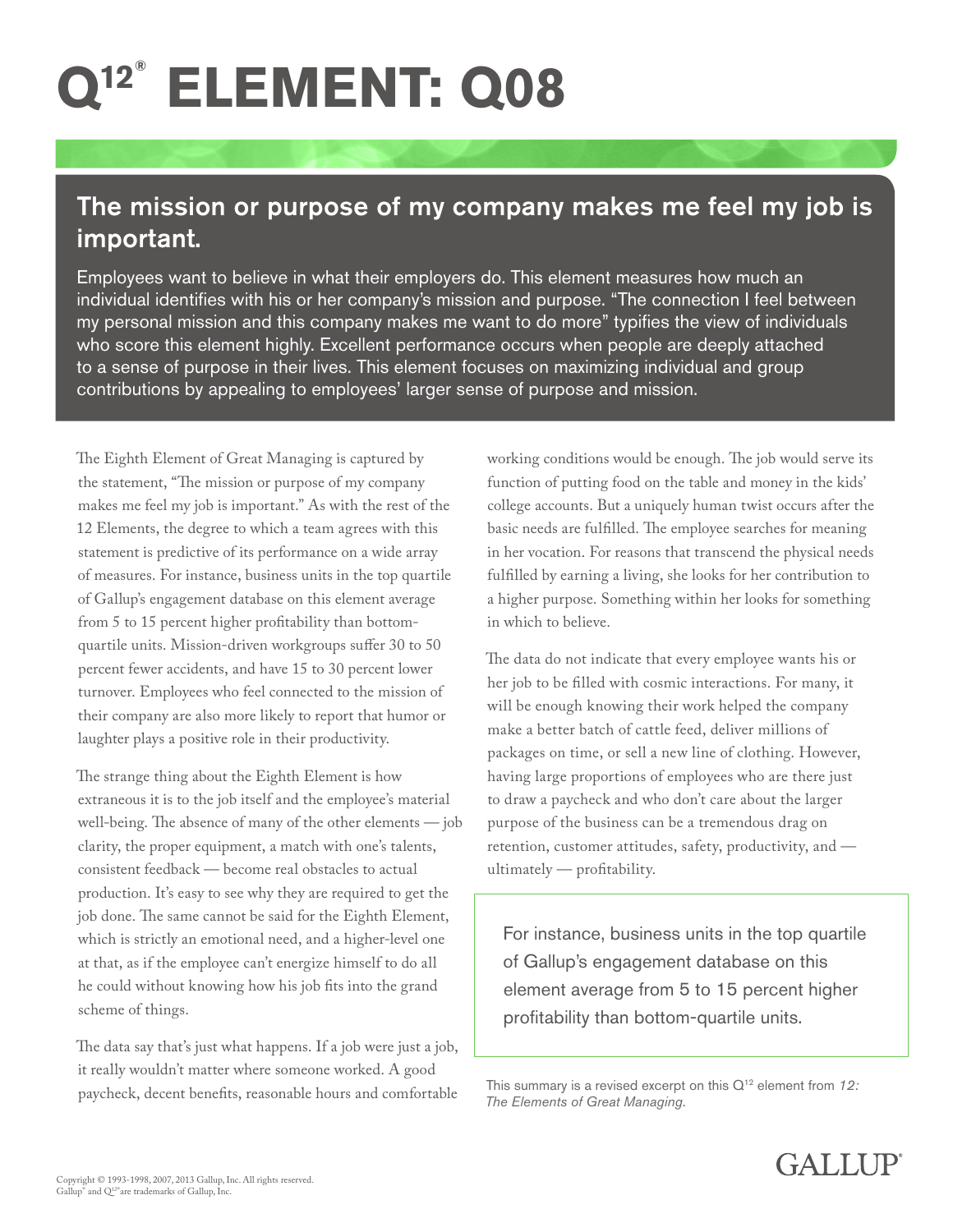# Q[12]® ELEMENT: Q08

## The mission or purpose of my company makes me feel my job is important.

Employees want to believe in what their employers do. This element measures how much an individual identifies with his or her company's mission and purpose. "The connection I feel between my personal mission and this company makes me want to do more" typifies the view of individuals who score this element highly. Excellent performance occurs when people are deeply attached to a sense of purpose in their lives. This element focuses on maximizing individual and group contributions by appealing to employees' larger sense of purpose and mission.

The Eighth Element of Great Managing is captured by the statement, "The mission or purpose of my company makes me feel my job is important." As with the rest of the 12 Elements, the degree to which a team agrees with this statement is predictive of its performance on a wide array of measures. For instance, business units in the top quartile of Gallup's engagement database on this element average from 5 to 15 percent higher profitability than bottom-quartile units. Mission-driven workgroups suffer 30 to 50 percent fewer accidents, and have 15 to 30 percent lower turnover. Employees who feel connected to the mission of their company are also more likely to report that humor or laughter plays a positive role in their productivity.

The strange thing about the Eighth Element is how extraneous it is to the job itself and the employee's material well-being. The absence of many of the other elements — job clarity, the proper equipment, a match with one's talents, consistent feedback — become real obstacles to actual production. It's easy to see why they are required to get the job done. The same cannot be said for the Eighth Element, which is strictly an emotional need, and a higher-level one at that, as if the employee can't energize himself to do all he could without knowing how his job fits into the grand scheme of things.

The data say that's just what happens. If a job were just a job, it really wouldn't matter where someone worked. A good paycheck, decent benefits, reasonable hours and comfortable working conditions would be enough. The job would serve its function of putting food on the table and money in the kids' college accounts. But a uniquely human twist occurs after the basic needs are fulfilled. The employee searches for meaning in her vocation. For reasons that transcend the physical needs fulfilled by earning a living, she looks for her contribution to a higher purpose. Something within her looks for something in which to believe.

The data do not indicate that every employee wants his or her job to be filled with cosmic interactions. For many, it will be enough knowing their work helped the company make a better batch of cattle feed, deliver millions of packages on time, or sell a new line of clothing. However, having large proportions of employees who are there just to draw a paycheck and who don't care about the larger purpose of the business can be a tremendous drag on retention, customer attitudes, safety, productivity, and — ultimately — profitability.

> For instance, business units in the top quartile of Gallup's engagement database on this element average from 5 to 15 percent higher profitability than bottom-quartile units.

This summary is a revised excerpt on this Q[12] element from *12: The Elements of Great Managing.*

GALLUP®

Copyright © 1993-1998, 2007, 2013 Gallup, Inc. All rights reserved.
Gallup® and Q[12]® are trademarks of Gallup, Inc.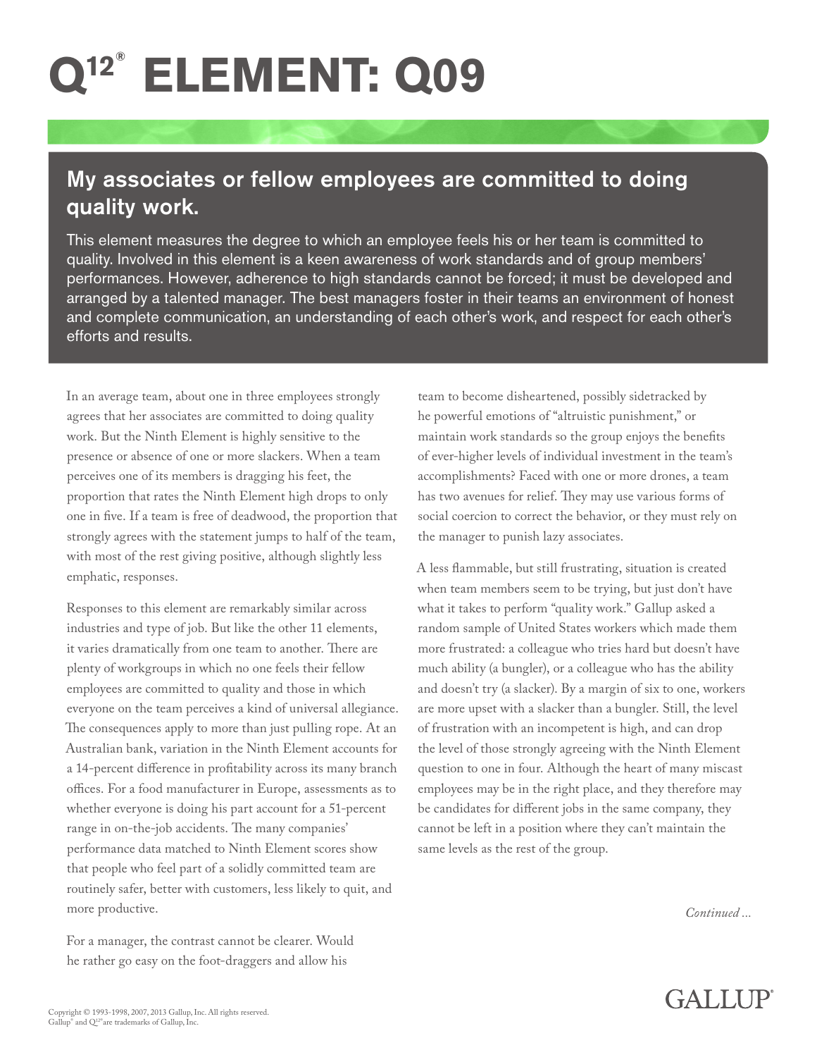# Q[12]® ELEMENT: Q09

## My associates or fellow employees are committed to doing quality work.

This element measures the degree to which an employee feels his or her team is committed to quality. Involved in this element is a keen awareness of work standards and of group members' performances. However, adherence to high standards cannot be forced; it must be developed and arranged by a talented manager. The best managers foster in their teams an environment of honest and complete communication, an understanding of each other's work, and respect for each other's efforts and results.

In an average team, about one in three employees strongly agrees that her associates are committed to doing quality work. But the Ninth Element is highly sensitive to the presence or absence of one or more slackers. When a team perceives one of its members is dragging his feet, the proportion that rates the Ninth Element high drops to only one in five. If a team is free of deadwood, the proportion that strongly agrees with the statement jumps to half of the team, with most of the rest giving positive, although slightly less emphatic, responses.

Responses to this element are remarkably similar across industries and type of job. But like the other 11 elements, it varies dramatically from one team to another. There are plenty of workgroups in which no one feels their fellow employees are committed to quality and those in which everyone on the team perceives a kind of universal allegiance. The consequences apply to more than just pulling rope. At an Australian bank, variation in the Ninth Element accounts for a 14-percent difference in profitability across its many branch offices. For a food manufacturer in Europe, assessments as to whether everyone is doing his part account for a 51-percent range in on-the-job accidents. The many companies' performance data matched to Ninth Element scores show that people who feel part of a solidly committed team are routinely safer, better with customers, less likely to quit, and more productive.

For a manager, the contrast cannot be clearer. Would he rather go easy on the foot-draggers and allow his team to become disheartened, possibly sidetracked by he powerful emotions of "altruistic punishment," or maintain work standards so the group enjoys the benefits of ever-higher levels of individual investment in the team's accomplishments? Faced with one or more drones, a team has two avenues for relief. They may use various forms of social coercion to correct the behavior, or they must rely on the manager to punish lazy associates.

A less flammable, but still frustrating, situation is created when team members seem to be trying, but just don't have what it takes to perform "quality work." Gallup asked a random sample of United States workers which made them more frustrated: a colleague who tries hard but doesn't have much ability (a bungler), or a colleague who has the ability and doesn't try (a slacker). By a margin of six to one, workers are more upset with a slacker than a bungler. Still, the level of frustration with an incompetent is high, and can drop the level of those strongly agreeing with the Ninth Element question to one in four. Although the heart of many miscast employees may be in the right place, and they therefore may be candidates for different jobs in the same company, they cannot be left in a position where they can't maintain the same levels as the rest of the group.

*Continued ...*

Copyright © 1993-1998, 2007, 2013 Gallup, Inc. All rights reserved.
Gallup® and Q[12]® are trademarks of Gallup, Inc.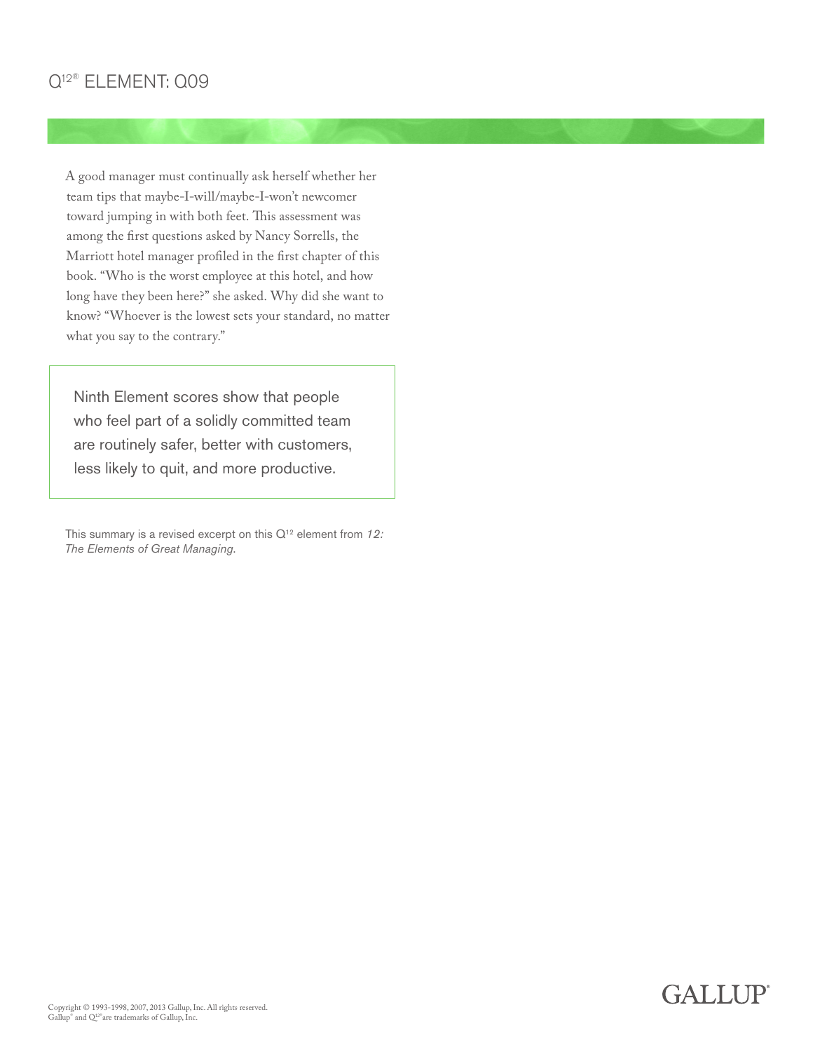# Q12® ELEMENT: Q09

A good manager must continually ask herself whether her team tips that maybe-I-will/maybe-I-won't newcomer toward jumping in with both feet. This assessment was among the first questions asked by Nancy Sorrells, the Marriott hotel manager profiled in the first chapter of this book. "Who is the worst employee at this hotel, and how long have they been here?" she asked. Why did she want to know? "Whoever is the lowest sets your standard, no matter what you say to the contrary."

> Ninth Element scores show that people who feel part of a solidly committed team are routinely safer, better with customers, less likely to quit, and more productive.

This summary is a revised excerpt on this Q12 element from *12: The Elements of Great Managing.*

Copyright © 1993-1998, 2007, 2013 Gallup, Inc. All rights reserved.
Gallup® and Q12® are trademarks of Gallup, Inc.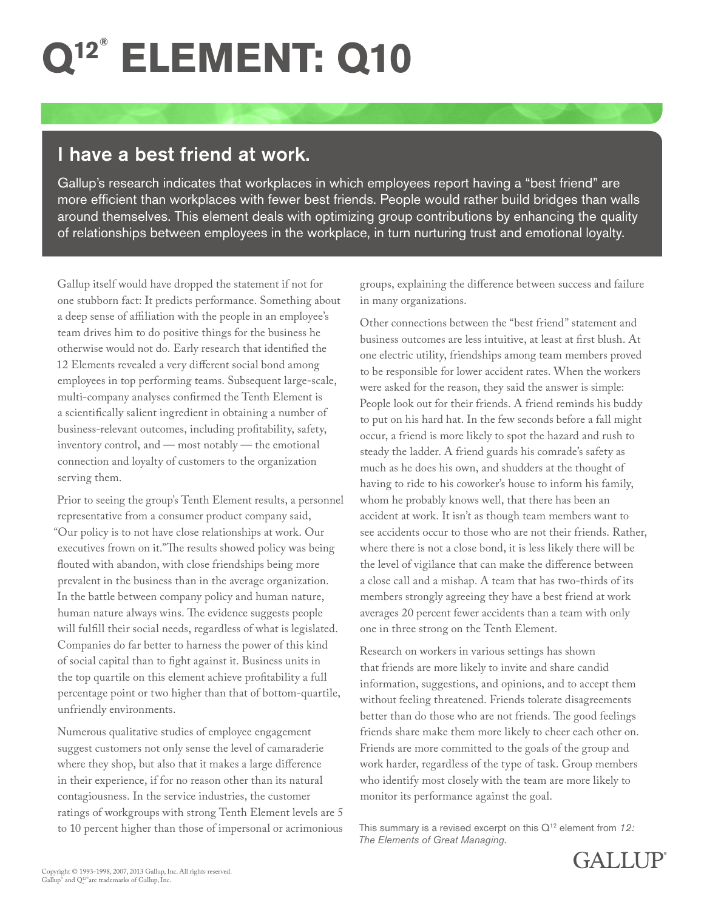# Q[12]® ELEMENT: Q10

## I have a best friend at work.

Gallup's research indicates that workplaces in which employees report having a "best friend" are more efficient than workplaces with fewer best friends. People would rather build bridges than walls around themselves. This element deals with optimizing group contributions by enhancing the quality of relationships between employees in the workplace, in turn nurturing trust and emotional loyalty.

Gallup itself would have dropped the statement if not for one stubborn fact: It predicts performance. Something about a deep sense of affiliation with the people in an employee's team drives him to do positive things for the business he otherwise would not do. Early research that identified the 12 Elements revealed a very different social bond among employees in top performing teams. Subsequent large-scale, multi-company analyses confirmed the Tenth Element is a scientifically salient ingredient in obtaining a number of business-relevant outcomes, including profitability, safety, inventory control, and — most notably — the emotional connection and loyalty of customers to the organization serving them.

Prior to seeing the group's Tenth Element results, a personnel representative from a consumer product company said, "Our policy is to not have close relationships at work. Our executives frown on it." The results showed policy was being flouted with abandon, with close friendships being more prevalent in the business than in the average organization. In the battle between company policy and human nature, human nature always wins. The evidence suggests people will fulfill their social needs, regardless of what is legislated. Companies do far better to harness the power of this kind of social capital than to fight against it. Business units in the top quartile on this element achieve profitability a full percentage point or two higher than that of bottom-quartile, unfriendly environments.

Numerous qualitative studies of employee engagement suggest customers not only sense the level of camaraderie where they shop, but also that it makes a large difference in their experience, if for no reason other than its natural contagiousness. In the service industries, the customer ratings of workgroups with strong Tenth Element levels are 5 to 10 percent higher than those of impersonal or acrimonious groups, explaining the difference between success and failure in many organizations.

Other connections between the "best friend" statement and business outcomes are less intuitive, at least at first blush. At one electric utility, friendships among team members proved to be responsible for lower accident rates. When the workers were asked for the reason, they said the answer is simple: People look out for their friends. A friend reminds his buddy to put on his hard hat. In the few seconds before a fall might occur, a friend is more likely to spot the hazard and rush to steady the ladder. A friend guards his comrade's safety as much as he does his own, and shudders at the thought of having to ride to his coworker's house to inform his family, whom he probably knows well, that there has been an accident at work. It isn't as though team members want to see accidents occur to those who are not their friends. Rather, where there is not a close bond, it is less likely there will be the level of vigilance that can make the difference between a close call and a mishap. A team that has two-thirds of its members strongly agreeing they have a best friend at work averages 20 percent fewer accidents than a team with only one in three strong on the Tenth Element.

Research on workers in various settings has shown that friends are more likely to invite and share candid information, suggestions, and opinions, and to accept them without feeling threatened. Friends tolerate disagreements better than do those who are not friends. The good feelings friends share make them more likely to cheer each other on. Friends are more committed to the goals of the group and work harder, regardless of the type of task. Group members who identify most closely with the team are more likely to monitor its performance against the goal.

This summary is a revised excerpt on this Q[12] element from *12: The Elements of Great Managing*.

GALLUP®

Copyright © 1993-1998, 2007, 2013 Gallup, Inc. All rights reserved.
Gallup® and Q[12]® are trademarks of Gallup, Inc.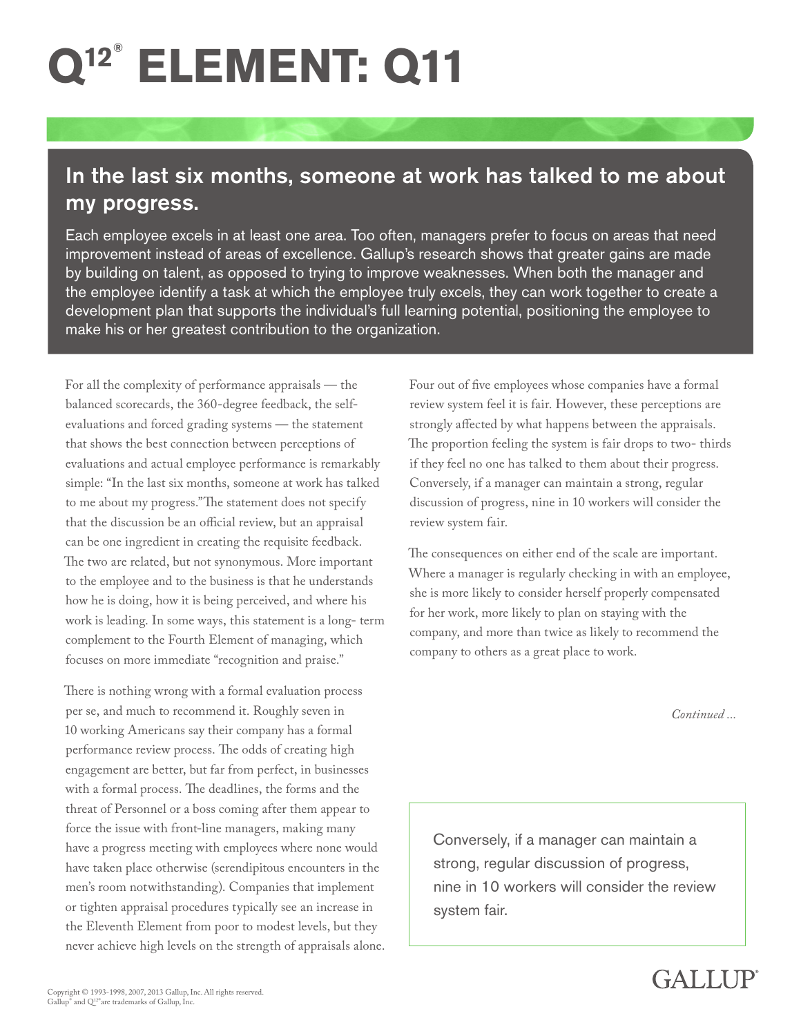# Q[12]® ELEMENT: Q11

## In the last six months, someone at work has talked to me about my progress.

Each employee excels in at least one area. Too often, managers prefer to focus on areas that need improvement instead of areas of excellence. Gallup's research shows that greater gains are made by building on talent, as opposed to trying to improve weaknesses. When both the manager and the employee identify a task at which the employee truly excels, they can work together to create a development plan that supports the individual's full learning potential, positioning the employee to make his or her greatest contribution to the organization.

For all the complexity of performance appraisals — the balanced scorecards, the 360-degree feedback, the self-evaluations and forced grading systems — the statement that shows the best connection between perceptions of evaluations and actual employee performance is remarkably simple: "In the last six months, someone at work has talked to me about my progress." The statement does not specify that the discussion be an official review, but an appraisal can be one ingredient in creating the requisite feedback. The two are related, but not synonymous. More important to the employee and to the business is that he understands how he is doing, how it is being perceived, and where his work is leading. In some ways, this statement is a long-term complement to the Fourth Element of managing, which focuses on more immediate "recognition and praise."

There is nothing wrong with a formal evaluation process per se, and much to recommend it. Roughly seven in 10 working Americans say their company has a formal performance review process. The odds of creating high engagement are better, but far from perfect, in businesses with a formal process. The deadlines, the forms and the threat of Personnel or a boss coming after them appear to force the issue with front-line managers, making many have a progress meeting with employees where none would have taken place otherwise (serendipitous encounters in the men's room notwithstanding). Companies that implement or tighten appraisal procedures typically see an increase in the Eleventh Element from poor to modest levels, but they never achieve high levels on the strength of appraisals alone.

Four out of five employees whose companies have a formal review system feel it is fair. However, these perceptions are strongly affected by what happens between the appraisals. The proportion feeling the system is fair drops to two-thirds if they feel no one has talked to them about their progress. Conversely, if a manager can maintain a strong, regular discussion of progress, nine in 10 workers will consider the review system fair.

The consequences on either end of the scale are important. Where a manager is regularly checking in with an employee, she is more likely to consider herself properly compensated for her work, more likely to plan on staying with the company, and more than twice as likely to recommend the company to others as a great place to work.

*Continued ...*

> Conversely, if a manager can maintain a strong, regular discussion of progress, nine in 10 workers will consider the review system fair.

Copyright © 1993-1998, 2007, 2013 Gallup, Inc. All rights reserved.
Gallup® and Q[12]® are trademarks of Gallup, Inc.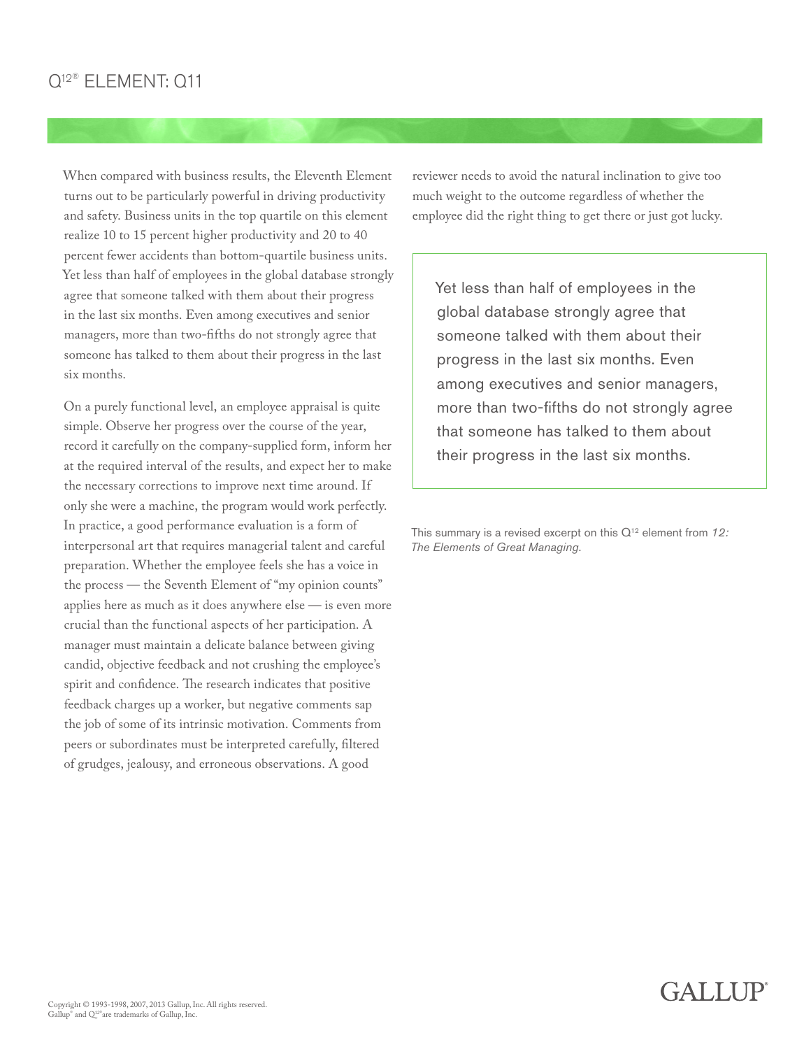# Q[12]® ELEMENT: Q11

When compared with business results, the Eleventh Element turns out to be particularly powerful in driving productivity and safety. Business units in the top quartile on this element realize 10 to 15 percent higher productivity and 20 to 40 percent fewer accidents than bottom-quartile business units. Yet less than half of employees in the global database strongly agree that someone talked with them about their progress in the last six months. Even among executives and senior managers, more than two-fifths do not strongly agree that someone has talked to them about their progress in the last six months.

On a purely functional level, an employee appraisal is quite simple. Observe her progress over the course of the year, record it carefully on the company-supplied form, inform her at the required interval of the results, and expect her to make the necessary corrections to improve next time around. If only she were a machine, the program would work perfectly. In practice, a good performance evaluation is a form of interpersonal art that requires managerial talent and careful preparation. Whether the employee feels she has a voice in the process — the Seventh Element of "my opinion counts" applies here as much as it does anywhere else — is even more crucial than the functional aspects of her participation. A manager must maintain a delicate balance between giving candid, objective feedback and not crushing the employee's spirit and confidence. The research indicates that positive feedback charges up a worker, but negative comments sap the job of some of its intrinsic motivation. Comments from peers or subordinates must be interpreted carefully, filtered of grudges, jealousy, and erroneous observations. A good reviewer needs to avoid the natural inclination to give too much weight to the outcome regardless of whether the employee did the right thing to get there or just got lucky.

> Yet less than half of employees in the global database strongly agree that someone talked with them about their progress in the last six months. Even among executives and senior managers, more than two-fifths do not strongly agree that someone has talked to them about their progress in the last six months.

This summary is a revised excerpt on this Q[12] element from *12: The Elements of Great Managing*.

Copyright © 1993-1998, 2007, 2013 Gallup, Inc. All rights reserved.
Gallup® and Q[12]® are trademarks of Gallup, Inc.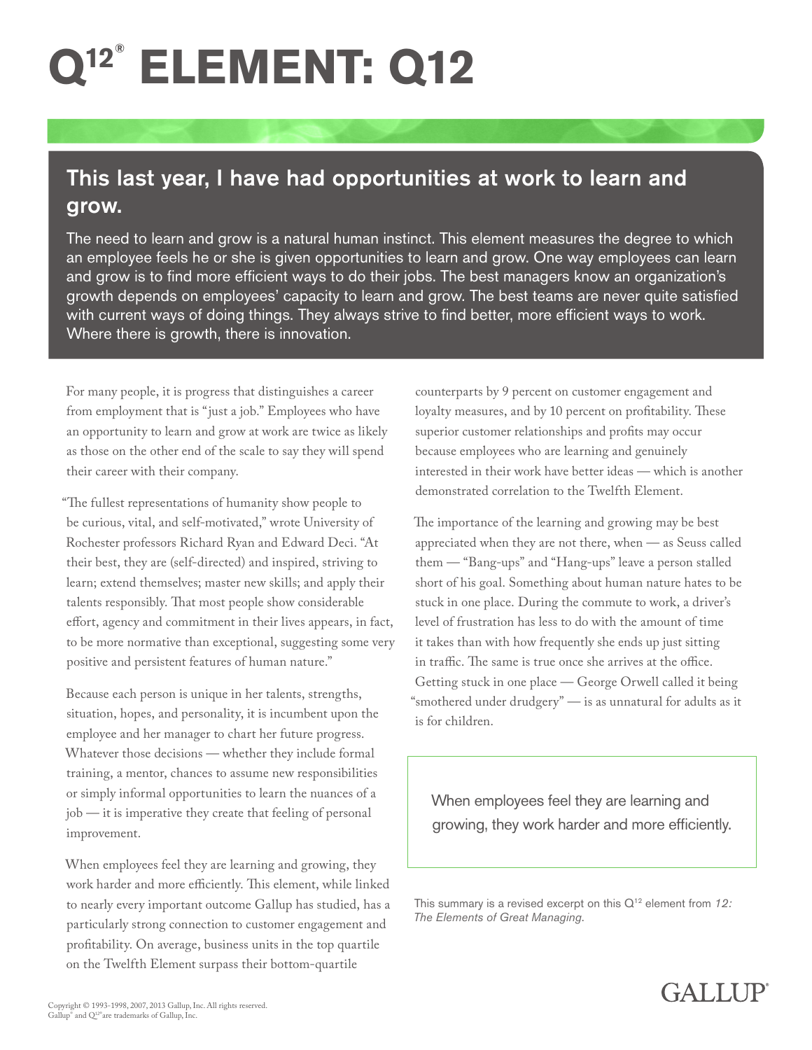# Q12® ELEMENT: Q12

## This last year, I have had opportunities at work to learn and grow.

The need to learn and grow is a natural human instinct. This element measures the degree to which an employee feels he or she is given opportunities to learn and grow. One way employees can learn and grow is to find more efficient ways to do their jobs. The best managers know an organization's growth depends on employees' capacity to learn and grow. The best teams are never quite satisfied with current ways of doing things. They always strive to find better, more efficient ways to work. Where there is growth, there is innovation.

For many people, it is progress that distinguishes a career from employment that is "just a job." Employees who have an opportunity to learn and grow at work are twice as likely as those on the other end of the scale to say they will spend their career with their company.

"The fullest representations of humanity show people to be curious, vital, and self-motivated," wrote University of Rochester professors Richard Ryan and Edward Deci. "At their best, they are (self-directed) and inspired, striving to learn; extend themselves; master new skills; and apply their talents responsibly. That most people show considerable effort, agency and commitment in their lives appears, in fact, to be more normative than exceptional, suggesting some very positive and persistent features of human nature."

Because each person is unique in her talents, strengths, situation, hopes, and personality, it is incumbent upon the employee and her manager to chart her future progress. Whatever those decisions — whether they include formal training, a mentor, chances to assume new responsibilities or simply informal opportunities to learn the nuances of a job — it is imperative they create that feeling of personal improvement.

When employees feel they are learning and growing, they work harder and more efficiently. This element, while linked to nearly every important outcome Gallup has studied, has a particularly strong connection to customer engagement and profitability. On average, business units in the top quartile on the Twelfth Element surpass their bottom-quartile counterparts by 9 percent on customer engagement and loyalty measures, and by 10 percent on profitability. These superior customer relationships and profits may occur because employees who are learning and genuinely interested in their work have better ideas — which is another demonstrated correlation to the Twelfth Element.

The importance of the learning and growing may be best appreciated when they are not there, when — as Seuss called them — "Bang-ups" and "Hang-ups" leave a person stalled short of his goal. Something about human nature hates to be stuck in one place. During the commute to work, a driver's level of frustration has less to do with the amount of time it takes than with how frequently she ends up just sitting in traffic. The same is true once she arrives at the office. Getting stuck in one place — George Orwell called it being "smothered under drudgery" — is as unnatural for adults as it is for children.

> When employees feel they are learning and growing, they work harder and more efficiently.

This summary is a revised excerpt on this Q12 element from *12: The Elements of Great Managing*.

Copyright © 1993-1998, 2007, 2013 Gallup, Inc. All rights reserved.
Gallup® and Q12® are trademarks of Gallup, Inc.